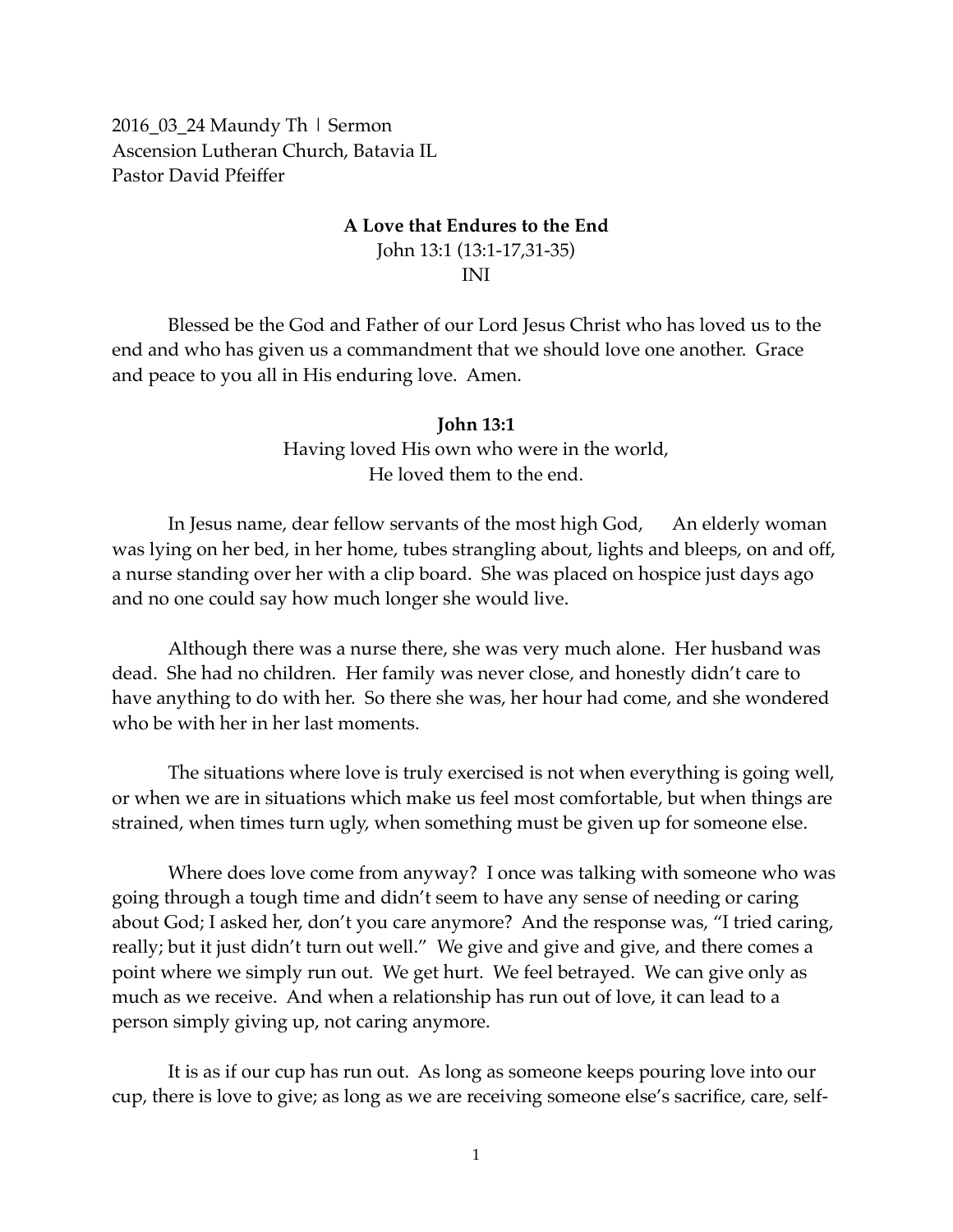2016_03_24 Maundy Th | Sermon
Ascension Lutheran Church, Batavia IL
Pastor David Pfeiffer

**A Love that Endures to the End**
John 13:1 (13:1-17,31-35)
INI

Blessed be the God and Father of our Lord Jesus Christ who has loved us to the end and who has given us a commandment that we should love one another. Grace and peace to you all in His enduring love. Amen.

**John 13:1**
Having loved His own who were in the world,
He loved them to the end.

In Jesus name, dear fellow servants of the most high God, An elderly woman was lying on her bed, in her home, tubes strangling about, lights and bleeps, on and off, a nurse standing over her with a clip board. She was placed on hospice just days ago and no one could say how much longer she would live.

Although there was a nurse there, she was very much alone. Her husband was dead. She had no children. Her family was never close, and honestly didn't care to have anything to do with her. So there she was, her hour had come, and she wondered who be with her in her last moments.

The situations where love is truly exercised is not when everything is going well, or when we are in situations which make us feel most comfortable, but when things are strained, when times turn ugly, when something must be given up for someone else.

Where does love come from anyway? I once was talking with someone who was going through a tough time and didn't seem to have any sense of needing or caring about God; I asked her, don't you care anymore? And the response was, "I tried caring, really; but it just didn't turn out well." We give and give and give, and there comes a point where we simply run out. We get hurt. We feel betrayed. We can give only as much as we receive. And when a relationship has run out of love, it can lead to a person simply giving up, not caring anymore.

It is as if our cup has run out. As long as someone keeps pouring love into our cup, there is love to give; as long as we are receiving someone else's sacrifice, care, self-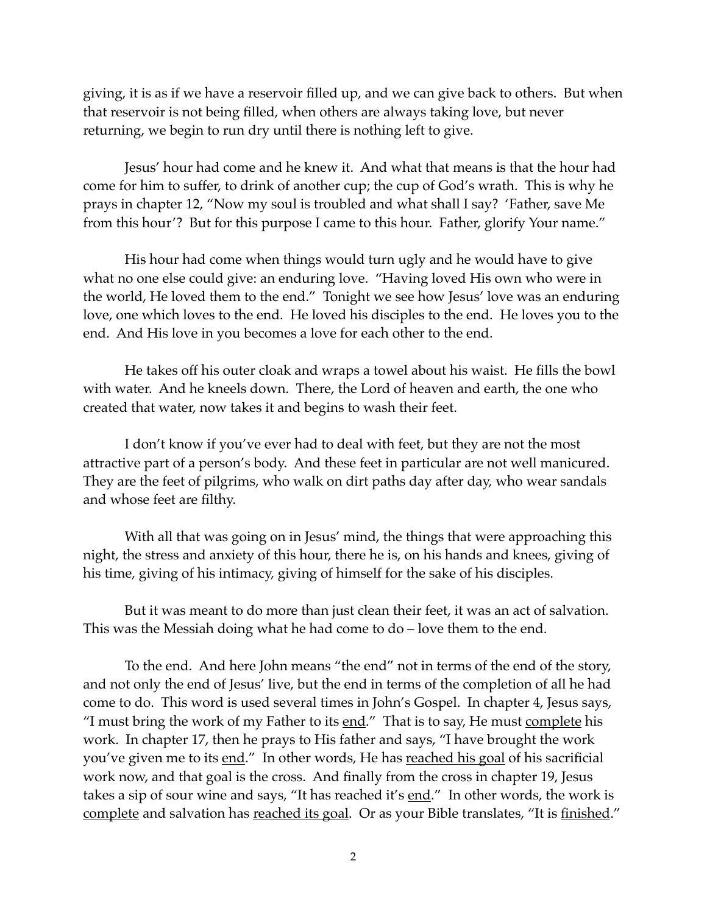giving, it is as if we have a reservoir filled up, and we can give back to others. But when that reservoir is not being filled, when others are always taking love, but never returning, we begin to run dry until there is nothing left to give.

Jesus' hour had come and he knew it. And what that means is that the hour had come for him to suffer, to drink of another cup; the cup of God's wrath. This is why he prays in chapter 12, "Now my soul is troubled and what shall I say? 'Father, save Me from this hour'? But for this purpose I came to this hour. Father, glorify Your name."

His hour had come when things would turn ugly and he would have to give what no one else could give: an enduring love. "Having loved His own who were in the world, He loved them to the end." Tonight we see how Jesus' love was an enduring love, one which loves to the end. He loved his disciples to the end. He loves you to the end. And His love in you becomes a love for each other to the end.

He takes off his outer cloak and wraps a towel about his waist. He fills the bowl with water. And he kneels down. There, the Lord of heaven and earth, the one who created that water, now takes it and begins to wash their feet.

I don't know if you've ever had to deal with feet, but they are not the most attractive part of a person's body. And these feet in particular are not well manicured. They are the feet of pilgrims, who walk on dirt paths day after day, who wear sandals and whose feet are filthy.

With all that was going on in Jesus' mind, the things that were approaching this night, the stress and anxiety of this hour, there he is, on his hands and knees, giving of his time, giving of his intimacy, giving of himself for the sake of his disciples.

But it was meant to do more than just clean their feet, it was an act of salvation. This was the Messiah doing what he had come to do – love them to the end.

To the end. And here John means "the end" not in terms of the end of the story, and not only the end of Jesus' live, but the end in terms of the completion of all he had come to do. This word is used several times in John's Gospel. In chapter 4, Jesus says, "I must bring the work of my Father to its <u>end</u>." That is to say, He must <u>complete</u> his work. In chapter 17, then he prays to His father and says, "I have brought the work you've given me to its <u>end</u>." In other words, He has <u>reached his goal</u> of his sacrificial work now, and that goal is the cross. And finally from the cross in chapter 19, Jesus takes a sip of sour wine and says, "It has reached it's <u>end</u>." In other words, the work is <u>complete</u> and salvation has <u>reached its goal</u>. Or as your Bible translates, "It is <u>finished</u>."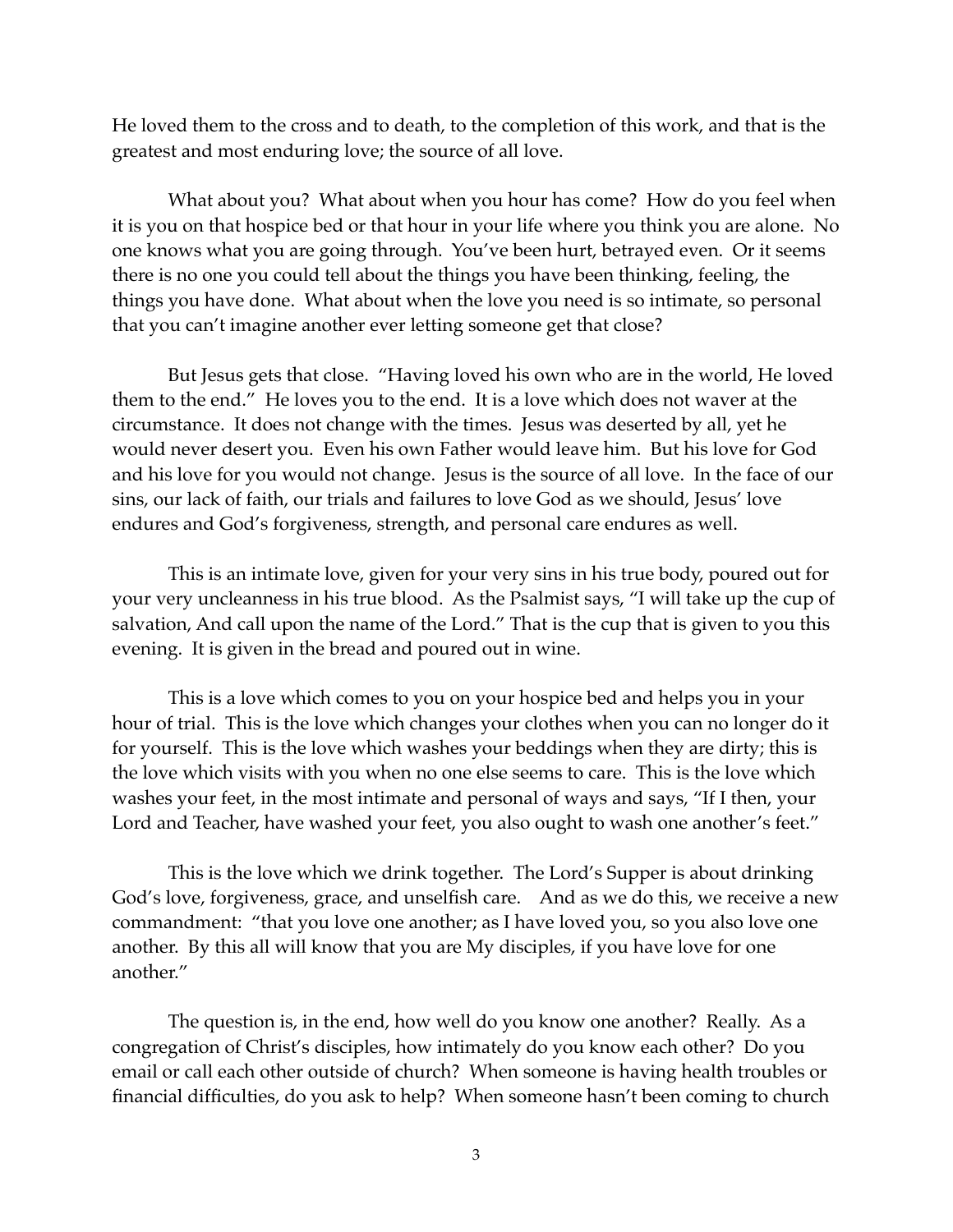He loved them to the cross and to death, to the completion of this work, and that is the greatest and most enduring love; the source of all love.

What about you? What about when you hour has come? How do you feel when it is you on that hospice bed or that hour in your life where you think you are alone. No one knows what you are going through. You've been hurt, betrayed even. Or it seems there is no one you could tell about the things you have been thinking, feeling, the things you have done. What about when the love you need is so intimate, so personal that you can't imagine another ever letting someone get that close?

But Jesus gets that close. "Having loved his own who are in the world, He loved them to the end." He loves you to the end. It is a love which does not waver at the circumstance. It does not change with the times. Jesus was deserted by all, yet he would never desert you. Even his own Father would leave him. But his love for God and his love for you would not change. Jesus is the source of all love. In the face of our sins, our lack of faith, our trials and failures to love God as we should, Jesus' love endures and God's forgiveness, strength, and personal care endures as well.

This is an intimate love, given for your very sins in his true body, poured out for your very uncleanness in his true blood. As the Psalmist says, "I will take up the cup of salvation, And call upon the name of the Lord." That is the cup that is given to you this evening. It is given in the bread and poured out in wine.

This is a love which comes to you on your hospice bed and helps you in your hour of trial. This is the love which changes your clothes when you can no longer do it for yourself. This is the love which washes your beddings when they are dirty; this is the love which visits with you when no one else seems to care. This is the love which washes your feet, in the most intimate and personal of ways and says, "If I then, your Lord and Teacher, have washed your feet, you also ought to wash one another's feet."

This is the love which we drink together. The Lord's Supper is about drinking God's love, forgiveness, grace, and unselfish care. And as we do this, we receive a new commandment: "that you love one another; as I have loved you, so you also love one another. By this all will know that you are My disciples, if you have love for one another."

The question is, in the end, how well do you know one another? Really. As a congregation of Christ's disciples, how intimately do you know each other? Do you email or call each other outside of church? When someone is having health troubles or financial difficulties, do you ask to help? When someone hasn't been coming to church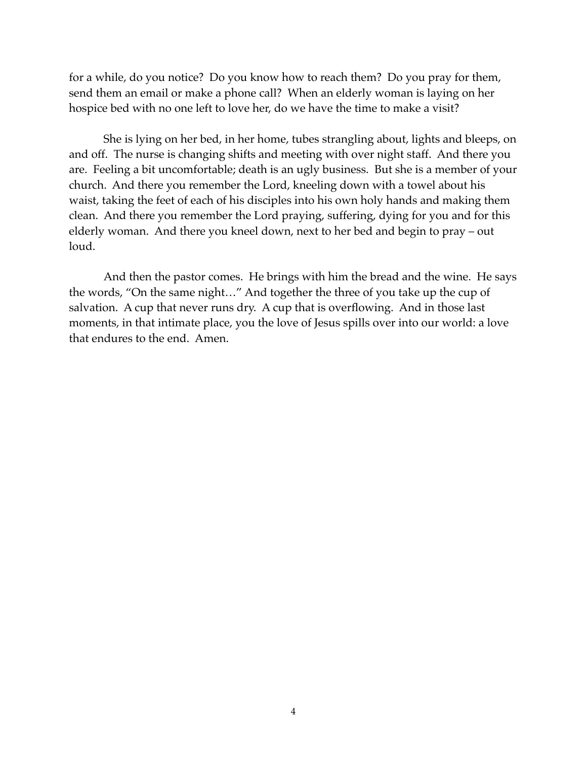for a while, do you notice? Do you know how to reach them? Do you pray for them, send them an email or make a phone call? When an elderly woman is laying on her hospice bed with no one left to love her, do we have the time to make a visit?

She is lying on her bed, in her home, tubes strangling about, lights and bleeps, on and off. The nurse is changing shifts and meeting with over night staff. And there you are. Feeling a bit uncomfortable; death is an ugly business. But she is a member of your church. And there you remember the Lord, kneeling down with a towel about his waist, taking the feet of each of his disciples into his own holy hands and making them clean. And there you remember the Lord praying, suffering, dying for you and for this elderly woman. And there you kneel down, next to her bed and begin to pray – out loud.

And then the pastor comes. He brings with him the bread and the wine. He says the words, "On the same night…" And together the three of you take up the cup of salvation. A cup that never runs dry. A cup that is overflowing. And in those last moments, in that intimate place, you the love of Jesus spills over into our world: a love that endures to the end. Amen.